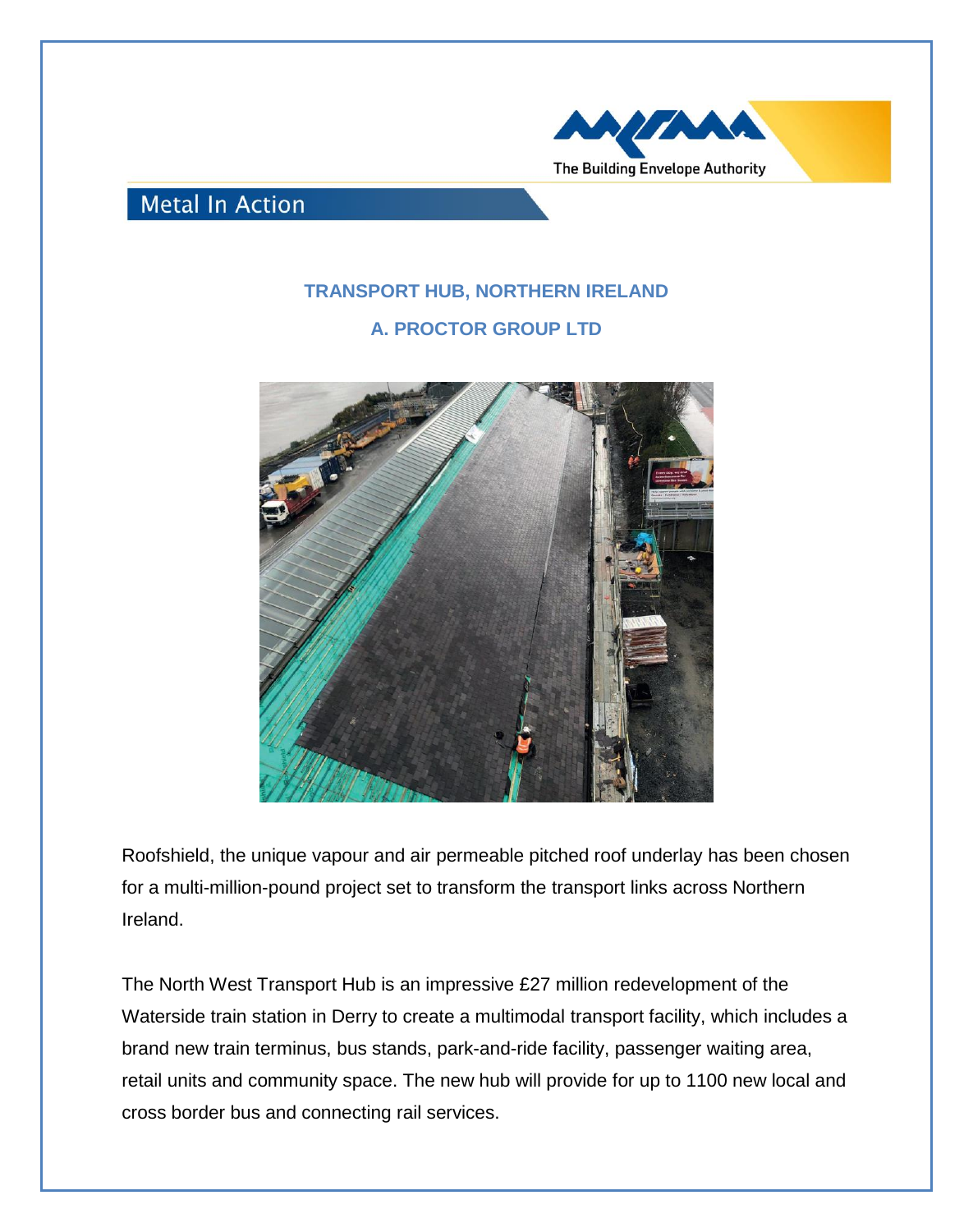The Building Envelope Authority

## Metal In Action

### TRANSPORT HUB, NORTHERN IRELAND

### A. PROCTOR GROUP LTD

Roofshield, the unique vapour and air permeable pitched roof underlay has been chosen for a multi-million-pound project set to transform the transport links across Northern Ireland.

The North West Transport Hub is an impressive £27 million redevelopment of the Waterside train station in Derry to create a multimodal transport facility, which includes a brand new train terminus, bus stands, park-and-ride facility, passenger waiting area, retail units and community space. The new hub will provide for up to 1100 new local and cross border bus and connecting rail services.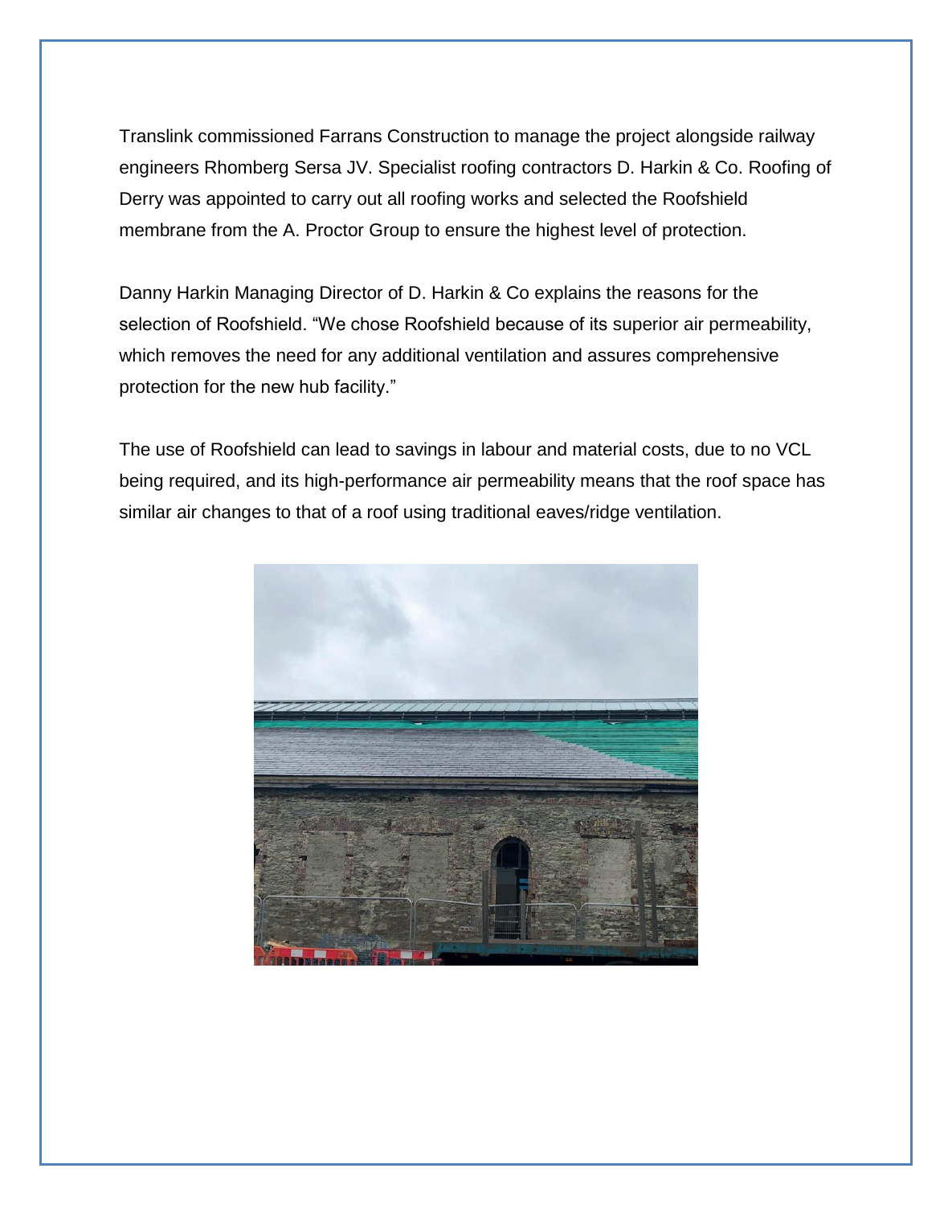Translink commissioned Farrans Construction to manage the project alongside railway engineers Rhomberg Sersa JV. Specialist roofing contractors D. Harkin & Co. Roofing of Derry was appointed to carry out all roofing works and selected the Roofshield membrane from the A. Proctor Group to ensure the highest level of protection.

Danny Harkin Managing Director of D. Harkin & Co explains the reasons for the selection of Roofshield. "We chose Roofshield because of its superior air permeability, which removes the need for any additional ventilation and assures comprehensive protection for the new hub facility."

The use of Roofshield can lead to savings in labour and material costs, due to no VCL being required, and its high-performance air permeability means that the roof space has similar air changes to that of a roof using traditional eaves/ridge ventilation.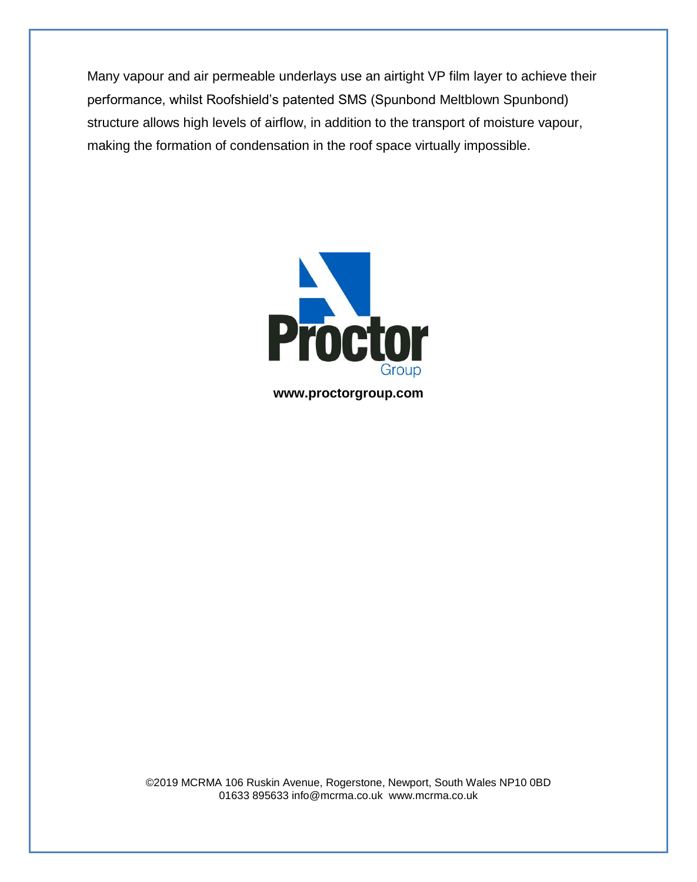Many vapour and air permeable underlays use an airtight VP film layer to achieve their performance, whilst Roofshield's patented SMS (Spunbond Meltblown Spunbond) structure allows high levels of airflow, in addition to the transport of moisture vapour, making the formation of condensation in the roof space virtually impossible.

Proctor Group

**www.proctorgroup.com**

©2019 MCRMA 106 Ruskin Avenue, Rogerstone, Newport, South Wales NP10 0BD
01633 895633 info@mcrma.co.uk www.mcrma.co.uk